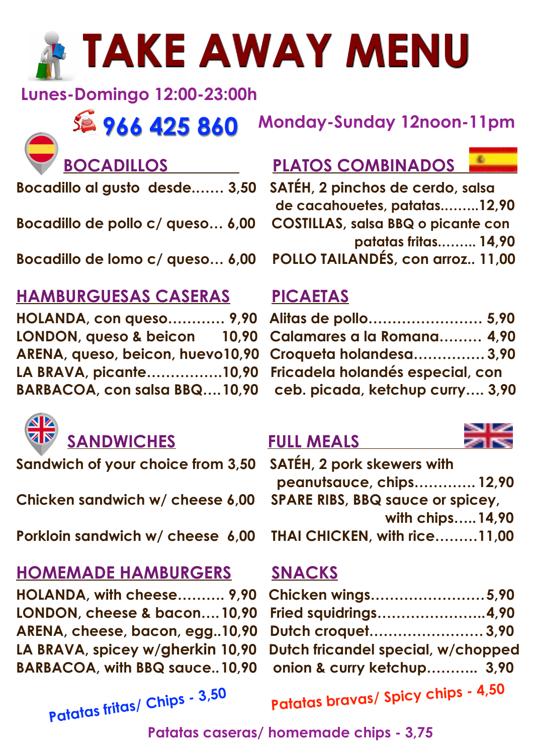# TAKE AWAY MENU

**Lunes-Domingo 12:00-23:00h**

**966 425 860**

**Monday-Sunday 12noon-11pm**

## BOCADILLOS

- Bocadillo al gusto desde....... 3,50
- Bocadillo de pollo c/ queso... 6,00
- Bocadillo de lomo c/ queso... 6,00

## PLATOS COMBINADOS

- SATÉH, 2 pinchos de cerdo, salsa de cacahouetes, patatas.........12,90
- COSTILLAS, salsa BBQ o picante con patatas fritas......... 14,90
- POLLO TAILANDÉS, con arroz.. 11,00

## HAMBURGUESAS CASERAS

- HOLANDA, con queso............ 9,90
- LONDON, queso & beicon 10,90
- ARENA, queso, beicon, huevo10,90
- LA BRAVA, picante................10,90
- BARBACOA, con salsa BBQ....10,90

## PICAETAS

- Alitas de pollo........................ 5,90
- Calamares a la Romana......... 4,90
- Croqueta holandesa...............3,90
- Fricadela holandés especial, con ceb. picada, ketchup curry.... 3,90

## SANDWICHES

- Sandwich of your choice from 3,50
- Chicken sandwich w/ cheese 6,00
- Porkloin sandwich w/ cheese 6,00

## FULL MEALS

- SATÉH, 2 pork skewers with peanutsauce, chips............. 12,90
- SPARE RIBS, BBQ sauce or spicey, with chips.....14,90
- THAI CHICKEN, with rice.........11,00

## HOMEMADE HAMBURGERS

- HOLANDA, with cheese.......... 9,90
- LONDON, cheese & bacon....10,90
- ARENA, cheese, bacon, egg..10,90
- LA BRAVA, spicey w/gherkin 10,90
- BARBACOA, with BBQ sauce..10,90

## SNACKS

- Chicken wings........................5,90
- Fried squidrings......................4,90
- Dutch croquet........................3,90
- Dutch fricandel special, w/chopped onion & curry ketchup........... 3,90

Patatas fritas/ Chips - 3,50

Patatas bravas/ Spicy chips - 4,50

Patatas caseras/ homemade chips - 3,75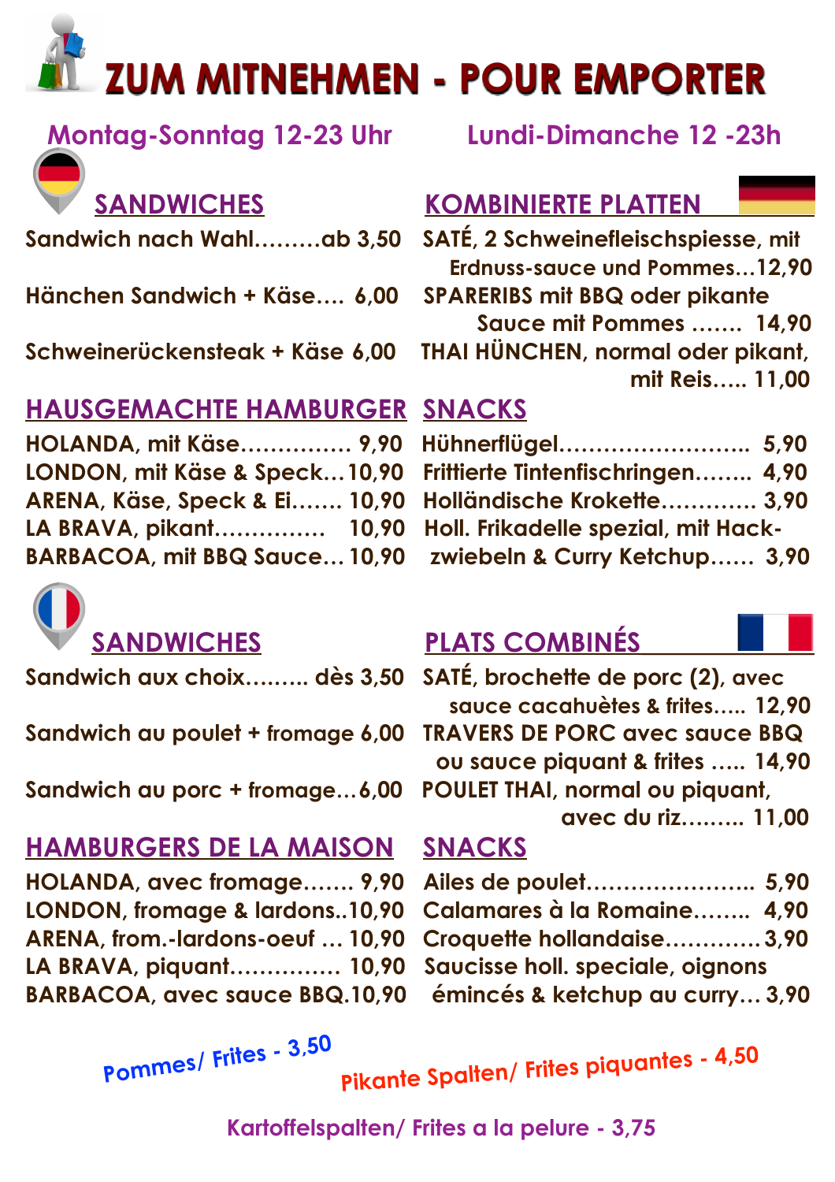# ZUM MITNEHMEN - POUR EMPORTER

Montag-Sonntag 12-23 Uhr

Lundi-Dimanche 12 -23h

## SANDWICHES

Sandwich nach Wahl.........ab 3,50

Hänchen Sandwich + Käse.... 6,00

Schweinerückensteak + Käse 6,00

## HAUSGEMACHTE HAMBURGER

HOLANDA, mit Käse............... 9,90

LONDON, mit Käse & Speck...10,90

ARENA, Käse, Speck & Ei....... 10,90

LA BRAVA, pikant.............. 10,90

BARBACOA, mit BBQ Sauce... 10,90

## KOMBINIERTE PLATTEN

SATÉ, 2 Schweinefleischspiesse, mit Erdnuss-sauce und Pommes...12,90

SPARERIBS mit BBQ oder pikante Sauce mit Pommes ....... 14,90

THAI HÜNCHEN, normal oder pikant, mit Reis..... 11,00

## SNACKS

Hühnerflügel......................... 5,90

Frittierte Tintenfischringen........ 4,90

Holländische Krokette............. 3,90

Holl. Frikadelle spezial, mit Hack-zwiebeln & Curry Ketchup...... 3,90

## SANDWICHES

Sandwich aux choix......... dès 3,50

Sandwich au poulet + fromage 6,00

Sandwich au porc + fromage...6,00

## HAMBURGERS DE LA MAISON

HOLANDA, avec fromage....... 9,90

LONDON, fromage & lardons..10,90

ARENA, from.-lardons-oeuf ... 10,90

LA BRAVA, piquant............... 10,90

BARBACOA, avec sauce BBQ.10,90

## PLATS COMBINÉS

SATÉ, brochette de porc (2), avec sauce cacahuètes & frites..... 12,90

TRAVERS DE PORC avec sauce BBQ ou sauce piquant & frites ..... 14,90

POULET THAI, normal ou piquant, avec du riz......... 11,00

## SNACKS

Ailes de poulet...................... 5,90

Calamares à la Romaine........ 4,90

Croquette hollandaise.............3,90

Saucisse holl. speciale, oignons émincés & ketchup au curry... 3,90

Pommes/ Frites - 3,50

Pikante Spalten/ Frites piquantes - 4,50

Kartoffelspalten/ Frites a la pelure - 3,75